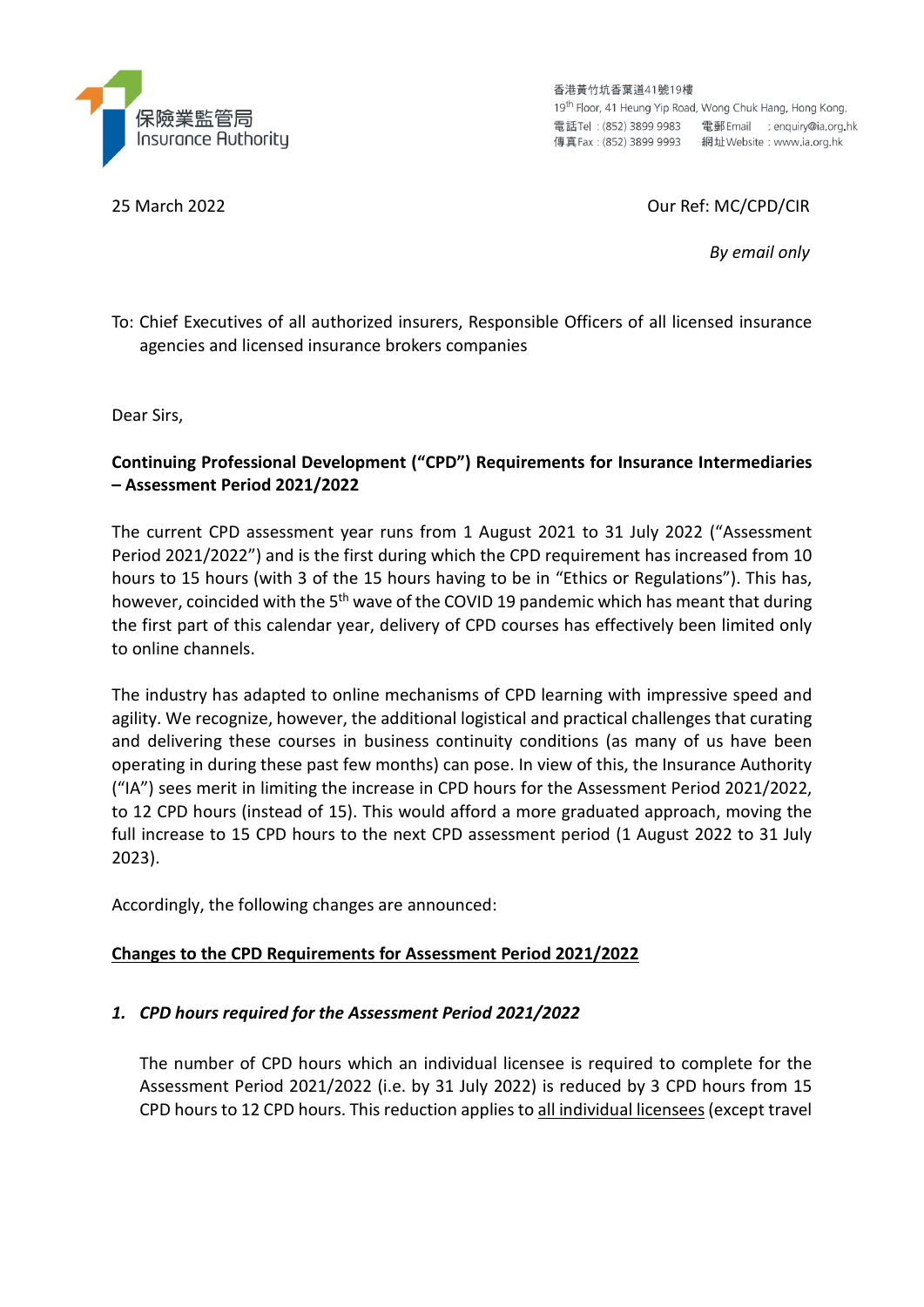保險業監管局
Insurance Authority

香港黃竹坑香葉道41號19樓
19th Floor, 41 Heung Yip Road, Wong Chuk Hang, Hong Kong.
電話Tel : (852) 3899 9983 電郵Email : enquiry@ia.org.hk
傳真Fax : (852) 3899 9993 網址Website : www.ia.org.hk

25 March 2022

Our Ref: MC/CPD/CIR

*By email only*

To: Chief Executives of all authorized insurers, Responsible Officers of all licensed insurance agencies and licensed insurance brokers companies

Dear Sirs,

**Continuing Professional Development ("CPD") Requirements for Insurance Intermediaries – Assessment Period 2021/2022**

The current CPD assessment year runs from 1 August 2021 to 31 July 2022 ("Assessment Period 2021/2022") and is the first during which the CPD requirement has increased from 10 hours to 15 hours (with 3 of the 15 hours having to be in "Ethics or Regulations"). This has, however, coincided with the 5th wave of the COVID 19 pandemic which has meant that during the first part of this calendar year, delivery of CPD courses has effectively been limited only to online channels.

The industry has adapted to online mechanisms of CPD learning with impressive speed and agility. We recognize, however, the additional logistical and practical challenges that curating and delivering these courses in business continuity conditions (as many of us have been operating in during these past few months) can pose. In view of this, the Insurance Authority ("IA") sees merit in limiting the increase in CPD hours for the Assessment Period 2021/2022, to 12 CPD hours (instead of 15). This would afford a more graduated approach, moving the full increase to 15 CPD hours to the next CPD assessment period (1 August 2022 to 31 July 2023).

Accordingly, the following changes are announced:

**<u>Changes to the CPD Requirements for Assessment Period 2021/2022</u>**

***1. CPD hours required for the Assessment Period 2021/2022***

The number of CPD hours which an individual licensee is required to complete for the Assessment Period 2021/2022 (i.e. by 31 July 2022) is reduced by 3 CPD hours from 15 CPD hours to 12 CPD hours. This reduction applies to <u>all individual licensees</u> (except travel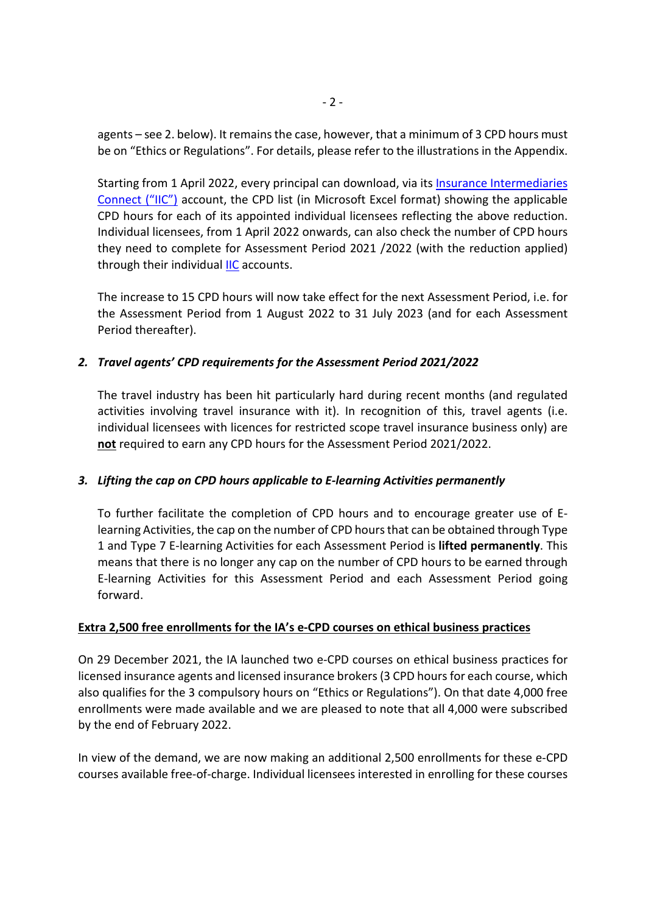agents – see 2. below). It remains the case, however, that a minimum of 3 CPD hours must be on "Ethics or Regulations". For details, please refer to the illustrations in the Appendix.

Starting from 1 April 2022, every principal can download, via its [Insurance Intermediaries Connect ("IIC")]() account, the CPD list (in Microsoft Excel format) showing the applicable CPD hours for each of its appointed individual licensees reflecting the above reduction. Individual licensees, from 1 April 2022 onwards, can also check the number of CPD hours they need to complete for Assessment Period 2021 /2022 (with the reduction applied) through their individual [IIC]() accounts.

The increase to 15 CPD hours will now take effect for the next Assessment Period, i.e. for the Assessment Period from 1 August 2022 to 31 July 2023 (and for each Assessment Period thereafter).

### *2. Travel agents' CPD requirements for the Assessment Period 2021/2022*

The travel industry has been hit particularly hard during recent months (and regulated activities involving travel insurance with it). In recognition of this, travel agents (i.e. individual licensees with licences for restricted scope travel insurance business only) are **not** required to earn any CPD hours for the Assessment Period 2021/2022.

### *3. Lifting the cap on CPD hours applicable to E-learning Activities permanently*

To further facilitate the completion of CPD hours and to encourage greater use of E-learning Activities, the cap on the number of CPD hours that can be obtained through Type 1 and Type 7 E-learning Activities for each Assessment Period is **lifted permanently**. This means that there is no longer any cap on the number of CPD hours to be earned through E-learning Activities for this Assessment Period and each Assessment Period going forward.

## Extra 2,500 free enrollments for the IA's e-CPD courses on ethical business practices

On 29 December 2021, the IA launched two e-CPD courses on ethical business practices for licensed insurance agents and licensed insurance brokers (3 CPD hours for each course, which also qualifies for the 3 compulsory hours on "Ethics or Regulations"). On that date 4,000 free enrollments were made available and we are pleased to note that all 4,000 were subscribed by the end of February 2022.

In view of the demand, we are now making an additional 2,500 enrollments for these e-CPD courses available free-of-charge. Individual licensees interested in enrolling for these courses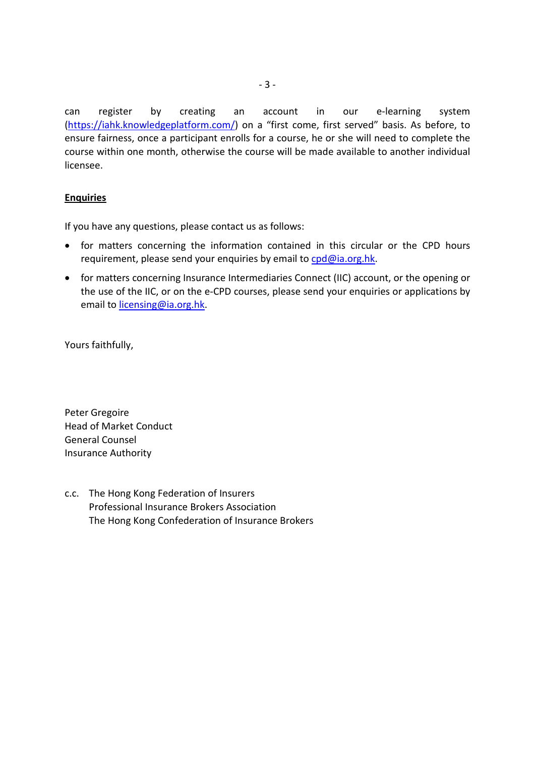can register by creating an account in our e-learning system (https://iahk.knowledgeplatform.com/) on a "first come, first served" basis. As before, to ensure fairness, once a participant enrolls for a course, he or she will need to complete the course within one month, otherwise the course will be made available to another individual licensee.

**Enquiries**

If you have any questions, please contact us as follows:

- for matters concerning the information contained in this circular or the CPD hours requirement, please send your enquiries by email to cpd@ia.org.hk.
- for matters concerning Insurance Intermediaries Connect (IIC) account, or the opening or the use of the IIC, or on the e-CPD courses, please send your enquiries or applications by email to licensing@ia.org.hk.

Yours faithfully,

Peter Gregoire
Head of Market Conduct
General Counsel
Insurance Authority

c.c. The Hong Kong Federation of Insurers
Professional Insurance Brokers Association
The Hong Kong Confederation of Insurance Brokers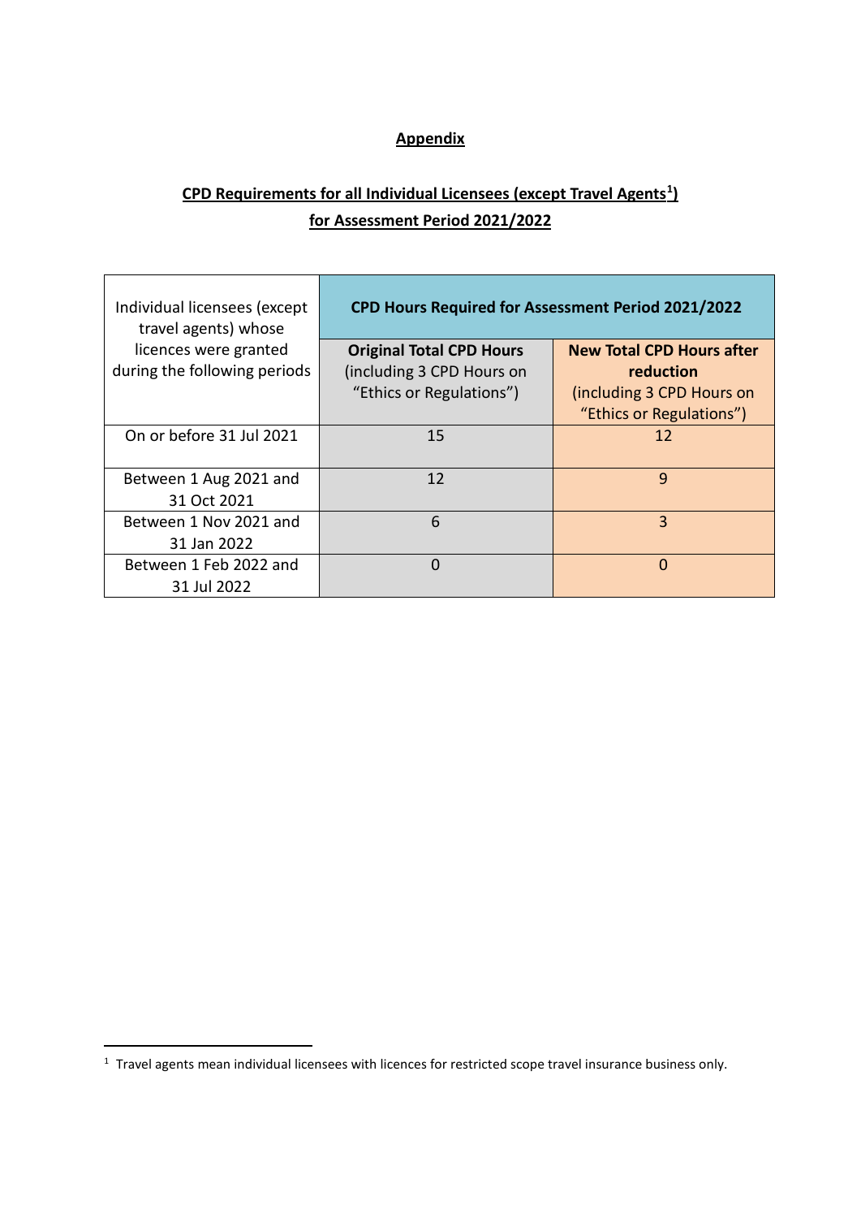## Appendix

## CPD Requirements for all Individual Licensees (except Travel Agents[1]) for Assessment Period 2021/2022

| Individual licensees (except travel agents) whose licences were granted during the following periods | CPD Hours Required for Assessment Period 2021/2022 | |
|---|---|---|
| | **Original Total CPD Hours** (including 3 CPD Hours on "Ethics or Regulations") | **New Total CPD Hours after reduction** (including 3 CPD Hours on "Ethics or Regulations") |
| On or before 31 Jul 2021 | 15 | 12 |
| Between 1 Aug 2021 and 31 Oct 2021 | 12 | 9 |
| Between 1 Nov 2021 and 31 Jan 2022 | 6 | 3 |
| Between 1 Feb 2022 and 31 Jul 2022 | 0 | 0 |

[1] Travel agents mean individual licensees with licences for restricted scope travel insurance business only.